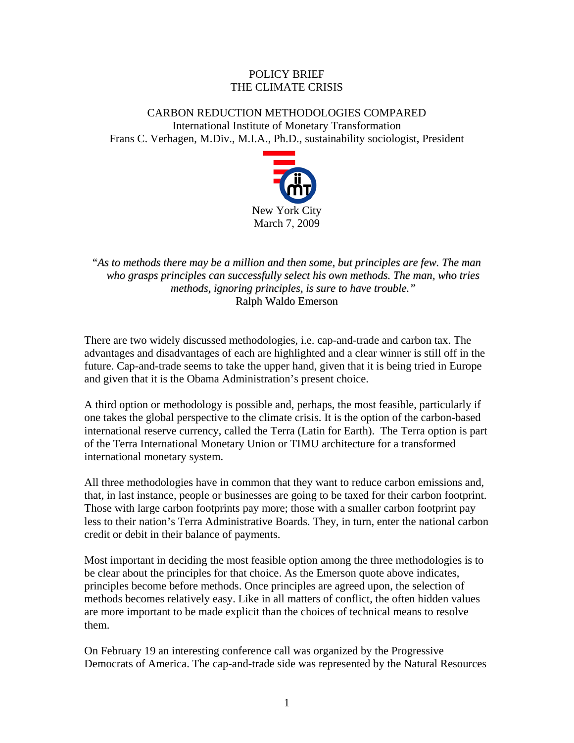# POLICY BRIEF
# THE CLIMATE CRISIS

## CARBON REDUCTION METHODOLOGIES COMPARED

International Institute of Monetary Transformation
Frans C. Verhagen, M.Div., M.I.A., Ph.D., sustainability sociologist, President

New York City
March 7, 2009

> "*As to methods there may be a million and then some, but principles are few. The man who grasps principles can successfully select his own methods. The man, who tries methods, ignoring principles, is sure to have trouble.*"
> Ralph Waldo Emerson

There are two widely discussed methodologies, i.e. cap-and-trade and carbon tax. The advantages and disadvantages of each are highlighted and a clear winner is still off in the future. Cap-and-trade seems to take the upper hand, given that it is being tried in Europe and given that it is the Obama Administration's present choice.

A third option or methodology is possible and, perhaps, the most feasible, particularly if one takes the global perspective to the climate crisis. It is the option of the carbon-based international reserve currency, called the Terra (Latin for Earth). The Terra option is part of the Terra International Monetary Union or TIMU architecture for a transformed international monetary system.

All three methodologies have in common that they want to reduce carbon emissions and, that, in last instance, people or businesses are going to be taxed for their carbon footprint. Those with large carbon footprints pay more; those with a smaller carbon footprint pay less to their nation's Terra Administrative Boards. They, in turn, enter the national carbon credit or debit in their balance of payments.

Most important in deciding the most feasible option among the three methodologies is to be clear about the principles for that choice. As the Emerson quote above indicates, principles become before methods. Once principles are agreed upon, the selection of methods becomes relatively easy. Like in all matters of conflict, the often hidden values are more important to be made explicit than the choices of technical means to resolve them.

On February 19 an interesting conference call was organized by the Progressive Democrats of America. The cap-and-trade side was represented by the Natural Resources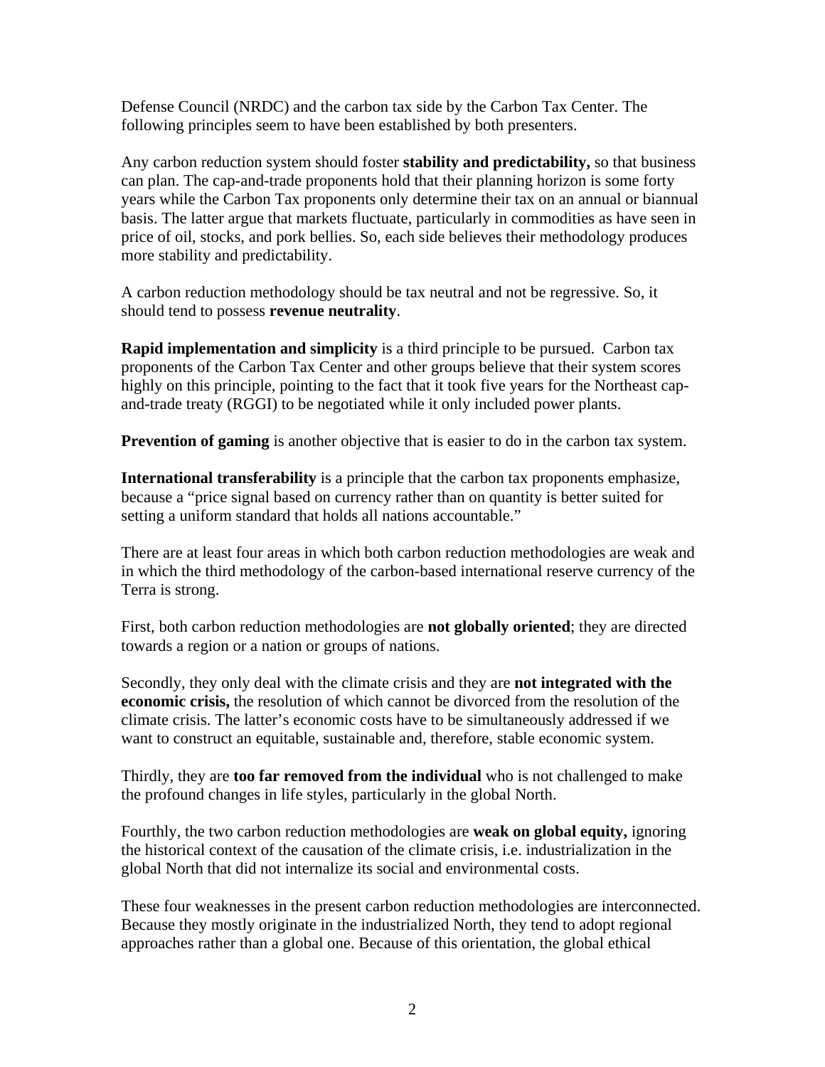Defense Council (NRDC) and the carbon tax side by the Carbon Tax Center. The following principles seem to have been established by both presenters.

Any carbon reduction system should foster **stability and predictability,** so that business can plan. The cap-and-trade proponents hold that their planning horizon is some forty years while the Carbon Tax proponents only determine their tax on an annual or biannual basis. The latter argue that markets fluctuate, particularly in commodities as have seen in price of oil, stocks, and pork bellies. So, each side believes their methodology produces more stability and predictability.

A carbon reduction methodology should be tax neutral and not be regressive. So, it should tend to possess **revenue neutrality**.

**Rapid implementation and simplicity** is a third principle to be pursued. Carbon tax proponents of the Carbon Tax Center and other groups believe that their system scores highly on this principle, pointing to the fact that it took five years for the Northeast cap-and-trade treaty (RGGI) to be negotiated while it only included power plants.

**Prevention of gaming** is another objective that is easier to do in the carbon tax system.

**International transferability** is a principle that the carbon tax proponents emphasize, because a "price signal based on currency rather than on quantity is better suited for setting a uniform standard that holds all nations accountable."

There are at least four areas in which both carbon reduction methodologies are weak and in which the third methodology of the carbon-based international reserve currency of the Terra is strong.

First, both carbon reduction methodologies are **not globally oriented**; they are directed towards a region or a nation or groups of nations.

Secondly, they only deal with the climate crisis and they are **not integrated with the economic crisis,** the resolution of which cannot be divorced from the resolution of the climate crisis. The latter's economic costs have to be simultaneously addressed if we want to construct an equitable, sustainable and, therefore, stable economic system.

Thirdly, they are **too far removed from the individual** who is not challenged to make the profound changes in life styles, particularly in the global North.

Fourthly, the two carbon reduction methodologies are **weak on global equity,** ignoring the historical context of the causation of the climate crisis, i.e. industrialization in the global North that did not internalize its social and environmental costs.

These four weaknesses in the present carbon reduction methodologies are interconnected. Because they mostly originate in the industrialized North, they tend to adopt regional approaches rather than a global one. Because of this orientation, the global ethical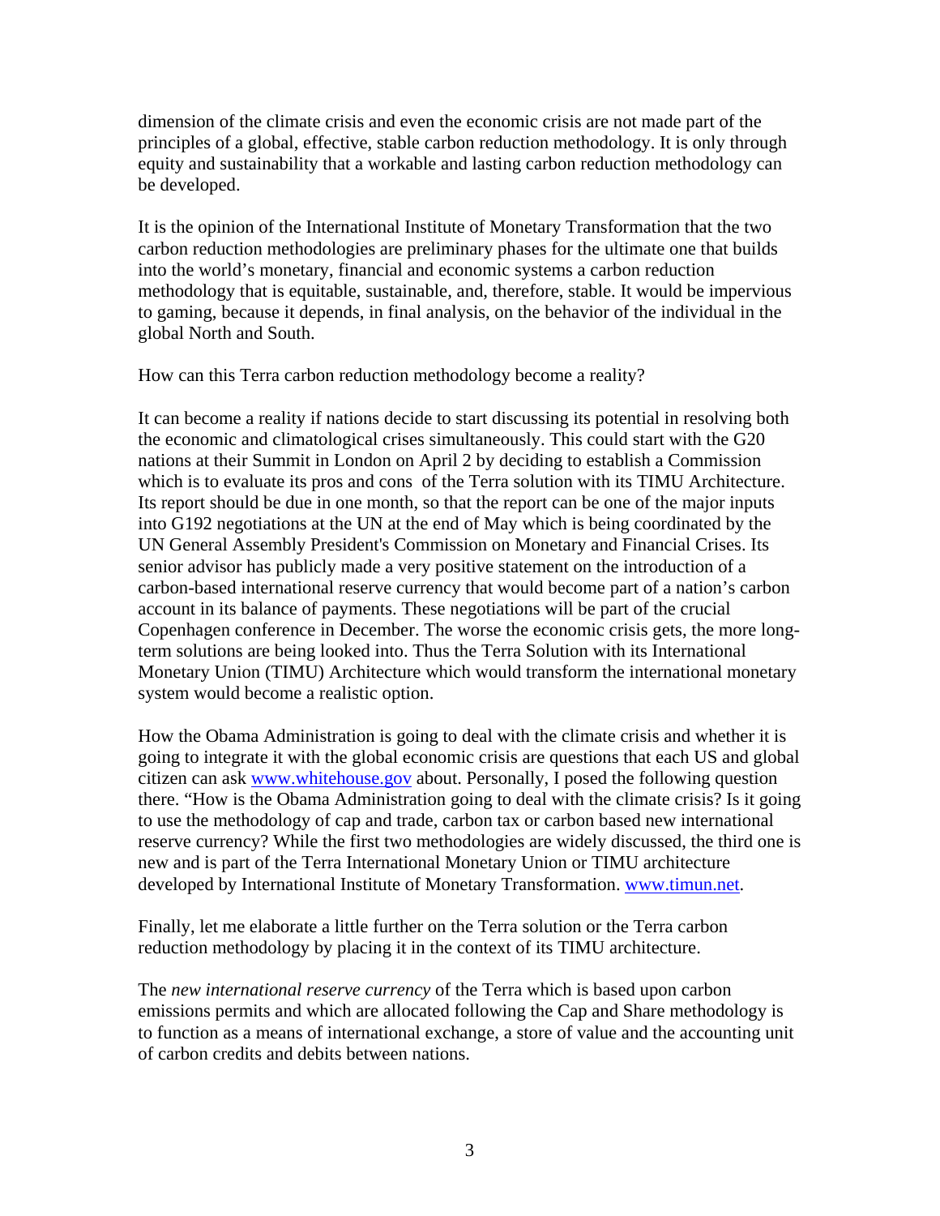dimension of the climate crisis and even the economic crisis are not made part of the principles of a global, effective, stable carbon reduction methodology. It is only through equity and sustainability that a workable and lasting carbon reduction methodology can be developed.

It is the opinion of the International Institute of Monetary Transformation that the two carbon reduction methodologies are preliminary phases for the ultimate one that builds into the world's monetary, financial and economic systems a carbon reduction methodology that is equitable, sustainable, and, therefore, stable. It would be impervious to gaming, because it depends, in final analysis, on the behavior of the individual in the global North and South.

How can this Terra carbon reduction methodology become a reality?

It can become a reality if nations decide to start discussing its potential in resolving both the economic and climatological crises simultaneously. This could start with the G20 nations at their Summit in London on April 2 by deciding to establish a Commission which is to evaluate its pros and cons of the Terra solution with its TIMU Architecture. Its report should be due in one month, so that the report can be one of the major inputs into G192 negotiations at the UN at the end of May which is being coordinated by the UN General Assembly President's Commission on Monetary and Financial Crises. Its senior advisor has publicly made a very positive statement on the introduction of a carbon-based international reserve currency that would become part of a nation's carbon account in its balance of payments. These negotiations will be part of the crucial Copenhagen conference in December. The worse the economic crisis gets, the more long-term solutions are being looked into. Thus the Terra Solution with its International Monetary Union (TIMU) Architecture which would transform the international monetary system would become a realistic option.

How the Obama Administration is going to deal with the climate crisis and whether it is going to integrate it with the global economic crisis are questions that each US and global citizen can ask [www.whitehouse.gov](http://www.whitehouse.gov) about. Personally, I posed the following question there. "How is the Obama Administration going to deal with the climate crisis? Is it going to use the methodology of cap and trade, carbon tax or carbon based new international reserve currency? While the first two methodologies are widely discussed, the third one is new and is part of the Terra International Monetary Union or TIMU architecture developed by International Institute of Monetary Transformation. [www.timun.net](http://www.timun.net).

Finally, let me elaborate a little further on the Terra solution or the Terra carbon reduction methodology by placing it in the context of its TIMU architecture.

The *new international reserve currency* of the Terra which is based upon carbon emissions permits and which are allocated following the Cap and Share methodology is to function as a means of international exchange, a store of value and the accounting unit of carbon credits and debits between nations.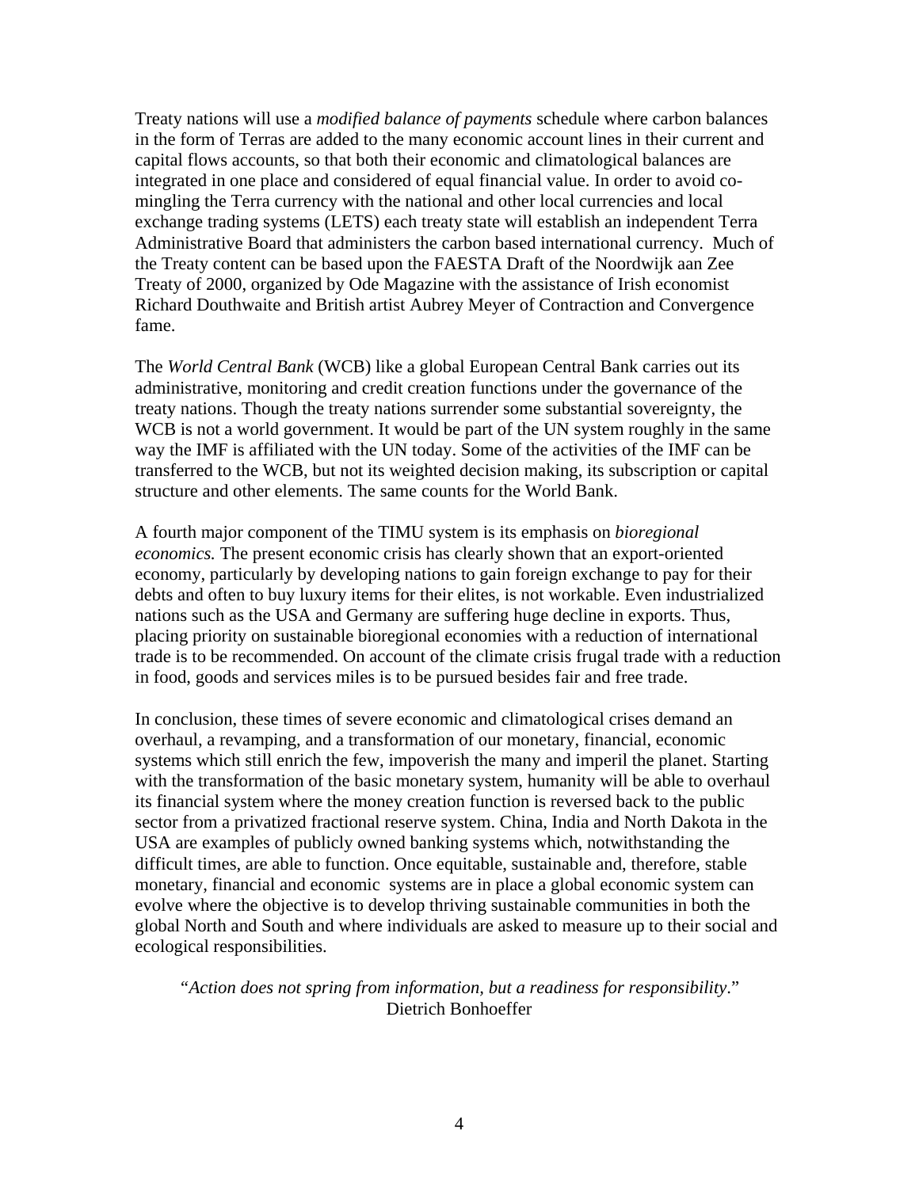Treaty nations will use a *modified balance of payments* schedule where carbon balances in the form of Terras are added to the many economic account lines in their current and capital flows accounts, so that both their economic and climatological balances are integrated in one place and considered of equal financial value. In order to avoid co-mingling the Terra currency with the national and other local currencies and local exchange trading systems (LETS) each treaty state will establish an independent Terra Administrative Board that administers the carbon based international currency. Much of the Treaty content can be based upon the FAESTA Draft of the Noordwijk aan Zee Treaty of 2000, organized by Ode Magazine with the assistance of Irish economist Richard Douthwaite and British artist Aubrey Meyer of Contraction and Convergence fame.

The *World Central Bank* (WCB) like a global European Central Bank carries out its administrative, monitoring and credit creation functions under the governance of the treaty nations. Though the treaty nations surrender some substantial sovereignty, the WCB is not a world government. It would be part of the UN system roughly in the same way the IMF is affiliated with the UN today. Some of the activities of the IMF can be transferred to the WCB, but not its weighted decision making, its subscription or capital structure and other elements. The same counts for the World Bank.

A fourth major component of the TIMU system is its emphasis on *bioregional economics.* The present economic crisis has clearly shown that an export-oriented economy, particularly by developing nations to gain foreign exchange to pay for their debts and often to buy luxury items for their elites, is not workable. Even industrialized nations such as the USA and Germany are suffering huge decline in exports. Thus, placing priority on sustainable bioregional economies with a reduction of international trade is to be recommended. On account of the climate crisis frugal trade with a reduction in food, goods and services miles is to be pursued besides fair and free trade.

In conclusion, these times of severe economic and climatological crises demand an overhaul, a revamping, and a transformation of our monetary, financial, economic systems which still enrich the few, impoverish the many and imperil the planet. Starting with the transformation of the basic monetary system, humanity will be able to overhaul its financial system where the money creation function is reversed back to the public sector from a privatized fractional reserve system. China, India and North Dakota in the USA are examples of publicly owned banking systems which, notwithstanding the difficult times, are able to function. Once equitable, sustainable and, therefore, stable monetary, financial and economic systems are in place a global economic system can evolve where the objective is to develop thriving sustainable communities in both the global North and South and where individuals are asked to measure up to their social and ecological responsibilities.

"*Action does not spring from information, but a readiness for responsibility*."
Dietrich Bonhoeffer